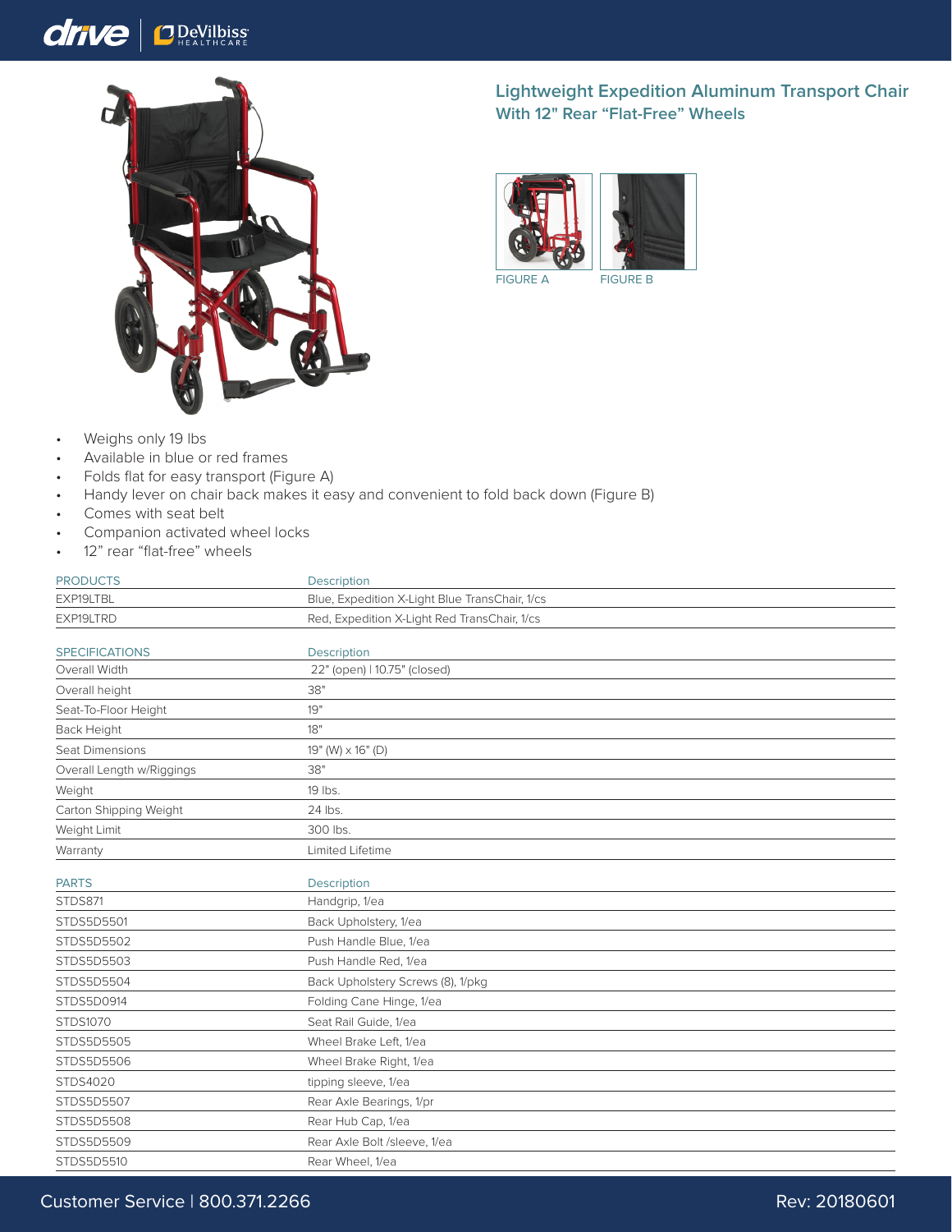## Lightweight Expedition Aluminum Transport Chair With 12" Rear "Flat-Free" Wheels

FIGURE A

FIGURE B

- Weighs only 19 lbs
- Available in blue or red frames
- Folds flat for easy transport (Figure A)
- Handy lever on chair back makes it easy and convenient to fold back down (Figure B)
- Comes with seat belt
- Companion activated wheel locks
- 12" rear "flat-free" wheels

| PRODUCTS | Description |
|---|---|
| EXP19LTBL | Blue, Expedition X-Light Blue TransChair, 1/cs |
| EXP19LTRD | Red, Expedition X-Light Red TransChair, 1/cs |

| SPECIFICATIONS | Description |
|---|---|
| Overall Width | 22" (open) \| 10.75" (closed) |
| Overall height | 38" |
| Seat-To-Floor Height | 19" |
| Back Height | 18" |
| Seat Dimensions | 19" (W) x 16" (D) |
| Overall Length w/Riggings | 38" |
| Weight | 19 lbs. |
| Carton Shipping Weight | 24 lbs. |
| Weight Limit | 300 lbs. |
| Warranty | Limited Lifetime |

| PARTS | Description |
|---|---|
| STDS871 | Handgrip, 1/ea |
| STDS5D5501 | Back Upholstery, 1/ea |
| STDS5D5502 | Push Handle Blue, 1/ea |
| STDS5D5503 | Push Handle Red, 1/ea |
| STDS5D5504 | Back Upholstery Screws (8), 1/pkg |
| STDS5D0914 | Folding Cane Hinge, 1/ea |
| STDS1070 | Seat Rail Guide, 1/ea |
| STDS5D5505 | Wheel Brake Left, 1/ea |
| STDS5D5506 | Wheel Brake Right, 1/ea |
| STDS4020 | tipping sleeve, 1/ea |
| STDS5D5507 | Rear Axle Bearings, 1/pr |
| STDS5D5508 | Rear Hub Cap, 1/ea |
| STDS5D5509 | Rear Axle Bolt /sleeve, 1/ea |
| STDS5D5510 | Rear Wheel, 1/ea |

Customer Service | 800.371.2266

Rev: 20180601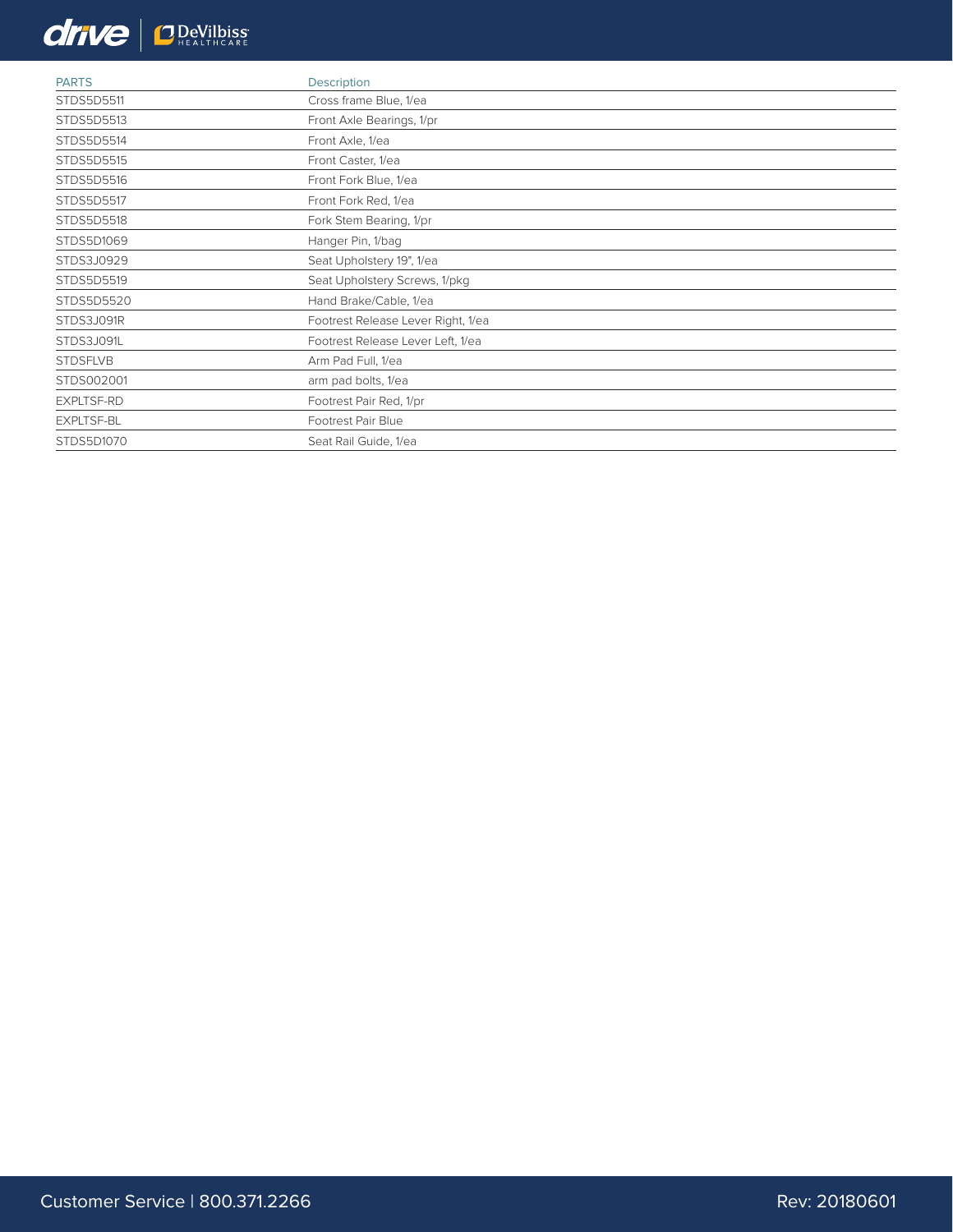| PARTS | Description |
|---|---|
| STDS5D5511 | Cross frame Blue, 1/ea |
| STDS5D5513 | Front Axle Bearings, 1/pr |
| STDS5D5514 | Front Axle, 1/ea |
| STDS5D5515 | Front Caster, 1/ea |
| STDS5D5516 | Front Fork Blue, 1/ea |
| STDS5D5517 | Front Fork Red, 1/ea |
| STDS5D5518 | Fork Stem Bearing, 1/pr |
| STDS5D1069 | Hanger Pin, 1/bag |
| STDS3J0929 | Seat Upholstery 19", 1/ea |
| STDS5D5519 | Seat Upholstery Screws, 1/pkg |
| STDS5D5520 | Hand Brake/Cable, 1/ea |
| STDS3J091R | Footrest Release Lever Right, 1/ea |
| STDS3J091L | Footrest Release Lever Left, 1/ea |
| STDSFLVB | Arm Pad Full, 1/ea |
| STDS002001 | arm pad bolts, 1/ea |
| EXPLTSF-RD | Footrest Pair Red, 1/pr |
| EXPLTSF-BL | Footrest Pair Blue |
| STDS5D1070 | Seat Rail Guide, 1/ea |

Customer Service | 800.371.2266

Rev: 20180601